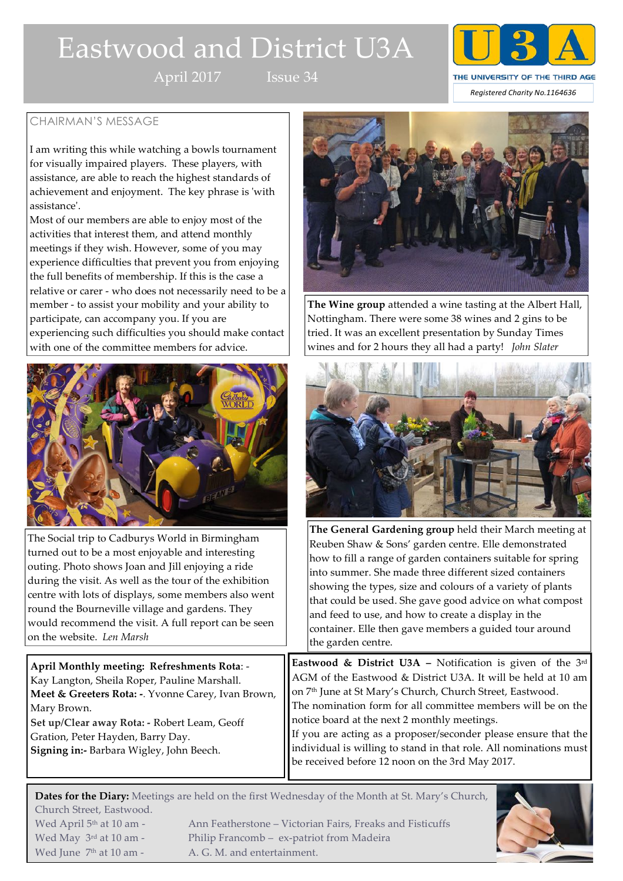# Eastwood and District U3A

April 2017 Issue 34

THE UNIVERSITY OF THE THIRD AGE

Registered Charity No.1164636

## CHAIRMAN'S MESSAGE

I am writing this while watching a bowls tournament for visually impaired players. These players, with assistance, are able to reach the highest standards of achievement and enjoyment. The key phrase is 'with assistance'.

Most of our members are able to enjoy most of the activities that interest them, and attend monthly meetings if they wish. However, some of you may experience difficulties that prevent you from enjoying the full benefits of membership. If this is the case a relative or carer - who does not necessarily need to be a member - to assist your mobility and your ability to participate, can accompany you. If you are experiencing such difficulties you should make contact with one of the committee members for advice.

**The Wine group** attended a wine tasting at the Albert Hall, Nottingham. There were some 38 wines and 2 gins to be tried. It was an excellent presentation by Sunday Times wines and for 2 hours they all had a party! *John Slater*

The Social trip to Cadburys World in Birmingham turned out to be a most enjoyable and interesting outing. Photo shows Joan and Jill enjoying a ride during the visit. As well as the tour of the exhibition centre with lots of displays, some members also went round the Bourneville village and gardens. They would recommend the visit. A full report can be seen on the website. *Len Marsh*

**The General Gardening group** held their March meeting at Reuben Shaw & Sons' garden centre. Elle demonstrated how to fill a range of garden containers suitable for spring into summer. She made three different sized containers showing the types, size and colours of a variety of plants that could be used. She gave good advice on what compost and feed to use, and how to create a display in the container. Elle then gave members a guided tour around the garden centre.

**April Monthly meeting: Refreshments Rota**: - Kay Langton, Sheila Roper, Pauline Marshall.
**Meet & Greeters Rota: -**. Yvonne Carey, Ivan Brown, Mary Brown.
**Set up/Clear away Rota: -** Robert Leam, Geoff Gration, Peter Hayden, Barry Day.
**Signing in:-** Barbara Wigley, John Beech.

**Eastwood & District U3A –** Notification is given of the 3rd AGM of the Eastwood & District U3A. It will be held at 10 am on 7th June at St Mary's Church, Church Street, Eastwood.
The nomination form for all committee members will be on the notice board at the next 2 monthly meetings.
If you are acting as a proposer/seconder please ensure that the individual is willing to stand in that role. All nominations must be received before 12 noon on the 3rd May 2017.

**Dates for the Diary:** Meetings are held on the first Wednesday of the Month at St. Mary's Church, Church Street, Eastwood.

Wed April 5th at 10 am - Ann Featherstone – Victorian Fairs, Freaks and Fisticuffs
Wed May 3rd at 10 am - Philip Francomb – ex-patriot from Madeira
Wed June 7th at 10 am - A. G. M. and entertainment.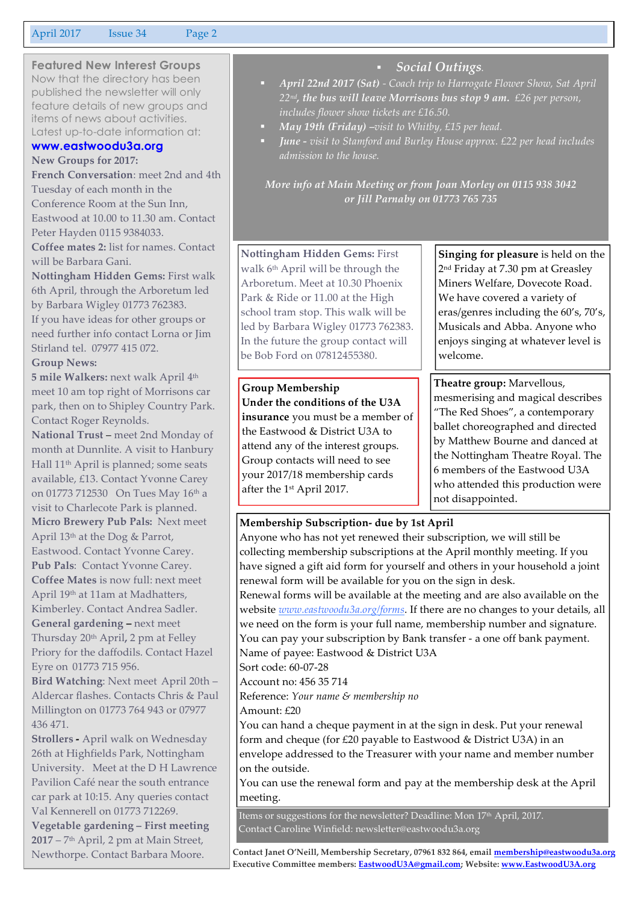## Featured New Interest Groups

Now that the directory has been published the newsletter will only feature details of new groups and items of news about activities. Latest up-to-date information at:

**www.eastwoodu3a.org**

**New Groups for 2017:**

**French Conversation**: meet 2nd and 4th Tuesday of each month in the Conference Room at the Sun Inn, Eastwood at 10.00 to 11.30 am. Contact Peter Hayden 0115 9384033.

**Coffee mates 2:** list for names. Contact will be Barbara Gani.

**Nottingham Hidden Gems:** First walk 6th April, through the Arboretum led by Barbara Wigley 01773 762383.

If you have ideas for other groups or need further info contact Lorna or Jim Stirland tel. 07977 415 072.

**Group News:**

**5 mile Walkers:** next walk April 4th meet 10 am top right of Morrisons car park, then on to Shipley Country Park. Contact Roger Reynolds.

**National Trust –** meet 2nd Monday of month at Dunnlite. A visit to Hanbury Hall 11th April is planned; some seats available, £13. Contact Yvonne Carey on 01773 712530 On Tues May 16th a visit to Charlecote Park is planned.

**Micro Brewery Pub Pals:** Next meet April 13th at the Dog & Parrot, Eastwood. Contact Yvonne Carey.

**Pub Pals**: Contact Yvonne Carey.

**Coffee Mates** is now full: next meet April 19th at 11am at Madhatters, Kimberley. Contact Andrea Sadler.

**General gardening –** next meet Thursday 20th April**,** 2 pm at Felley Priory for the daffodils. Contact Hazel Eyre on 01773 715 956.

**Bird Watching**: Next meet April 20th – Aldercar flashes. Contacts Chris & Paul Millington on 01773 764 943 or 07977 436 471.

**Strollers -** April walk on Wednesday 26th at Highfields Park, Nottingham University. Meet at the D H Lawrence Pavilion Café near the south entrance car park at 10:15. Any queries contact Val Kennerell on 01773 712269.

**Vegetable gardening – First meeting 2017** – 7th April, 2 pm at Main Street, Newthorpe. Contact Barbara Moore.

## *Social Outings.*

- ***April 22nd 2017 (Sat)*** *- Coach trip to Harrogate Flower Show, Sat April 22nd,* ***the bus will leave Morrisons bus stop 9 am.*** *£26 per person, includes flower show tickets are £16.50.*
- ***May 19th (Friday)*** *–visit to Whitby, £15 per head.*
- ***June*** *- visit to Stamford and Burley House approx. £22 per head includes admission to the house.*

*More info at Main Meeting or from Joan Morley on 0115 938 3042 or Jill Parnaby on 01773 765 735*

**Nottingham Hidden Gems:** First walk 6th April will be through the Arboretum. Meet at 10.30 Phoenix Park & Ride or 11.00 at the High school tram stop. This walk will be led by Barbara Wigley 01773 762383. In the future the group contact will be Bob Ford on 07812455380.

**Singing for pleasure** is held on the 2nd Friday at 7.30 pm at Greasley Miners Welfare, Dovecote Road. We have covered a variety of eras/genres including the 60's, 70's, Musicals and Abba. Anyone who enjoys singing at whatever level is welcome.

**Group Membership**

**Under the conditions of the U3A insurance** you must be a member of the Eastwood & District U3A to attend any of the interest groups. Group contacts will need to see your 2017/18 membership cards after the 1st April 2017.

**Theatre group:** Marvellous, mesmerising and magical describes "The Red Shoes", a contemporary ballet choreographed and directed by Matthew Bourne and danced at the Nottingham Theatre Royal. The 6 members of the Eastwood U3A who attended this production were not disappointed.

**Membership Subscription- due by 1st April**

Anyone who has not yet renewed their subscription, we will still be collecting membership subscriptions at the April monthly meeting. If you have signed a gift aid form for yourself and others in your household a joint renewal form will be available for you on the sign in desk.

Renewal forms will be available at the meeting and are also available on the website *www.eastwoodu3a.org/forms*. If there are no changes to your details, all we need on the form is your full name, membership number and signature.

You can pay your subscription by Bank transfer - a one off bank payment.

Name of payee: Eastwood & District U3A

Sort code: 60-07-28

Account no: 456 35 714

Reference: *Your name & membership no*

Amount: £20

You can hand a cheque payment in at the sign in desk. Put your renewal form and cheque (for £20 payable to Eastwood & District U3A) in an envelope addressed to the Treasurer with your name and member number on the outside.

You can use the renewal form and pay at the membership desk at the April meeting.

Items or suggestions for the newsletter? Deadline: Mon 17th April, 2017.
Contact Caroline Winfield: newsletter@eastwoodu3a.org

**Contact Janet O'Neill, Membership Secretary, 07961 832 864, email membership@eastwoodu3a.org**
**Executive Committee members: EastwoodU3A@gmail.com; Website: www.EastwoodU3A.org**